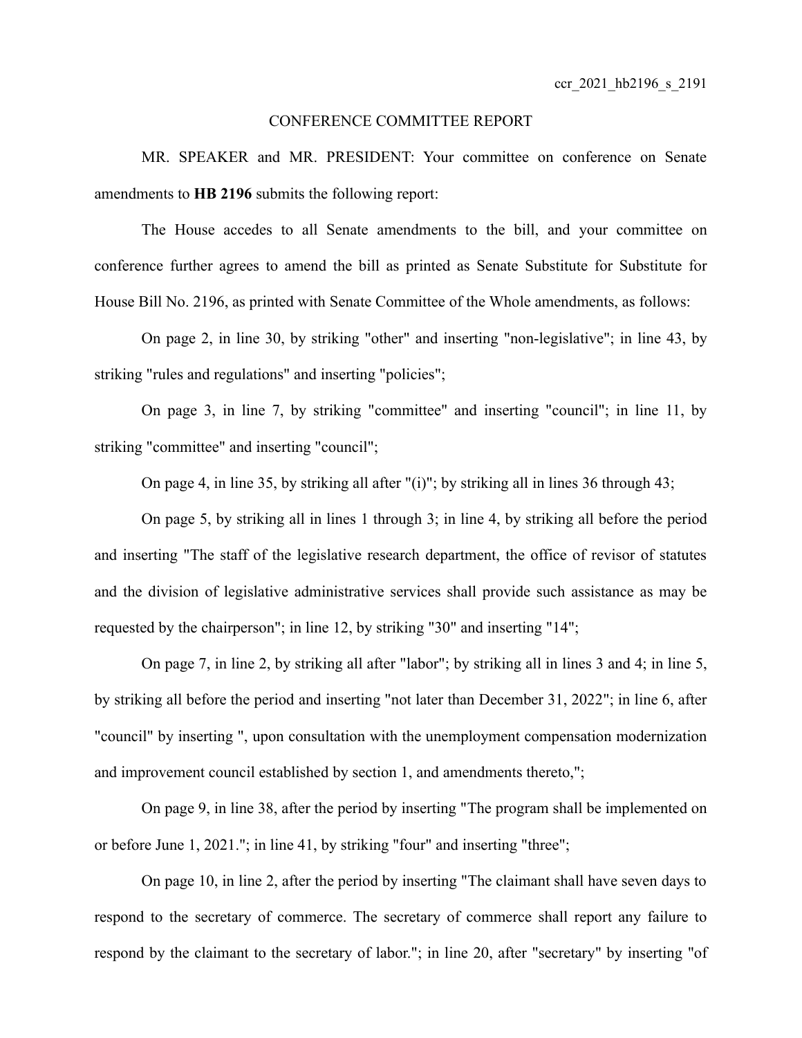ccr_2021_hb2196_s_2191

# CONFERENCE COMMITTEE REPORT

MR. SPEAKER and MR. PRESIDENT: Your committee on conference on Senate amendments to **HB 2196** submits the following report:

The House accedes to all Senate amendments to the bill, and your committee on conference further agrees to amend the bill as printed as Senate Substitute for Substitute for House Bill No. 2196, as printed with Senate Committee of the Whole amendments, as follows:

On page 2, in line 30, by striking "other" and inserting "non-legislative"; in line 43, by striking "rules and regulations" and inserting "policies";

On page 3, in line 7, by striking "committee" and inserting "council"; in line 11, by striking "committee" and inserting "council";

On page 4, in line 35, by striking all after "(i)"; by striking all in lines 36 through 43;

On page 5, by striking all in lines 1 through 3; in line 4, by striking all before the period and inserting "The staff of the legislative research department, the office of revisor of statutes and the division of legislative administrative services shall provide such assistance as may be requested by the chairperson"; in line 12, by striking "30" and inserting "14";

On page 7, in line 2, by striking all after "labor"; by striking all in lines 3 and 4; in line 5, by striking all before the period and inserting "not later than December 31, 2022"; in line 6, after "council" by inserting ", upon consultation with the unemployment compensation modernization and improvement council established by section 1, and amendments thereto,";

On page 9, in line 38, after the period by inserting "The program shall be implemented on or before June 1, 2021."; in line 41, by striking "four" and inserting "three";

On page 10, in line 2, after the period by inserting "The claimant shall have seven days to respond to the secretary of commerce. The secretary of commerce shall report any failure to respond by the claimant to the secretary of labor."; in line 20, after "secretary" by inserting "of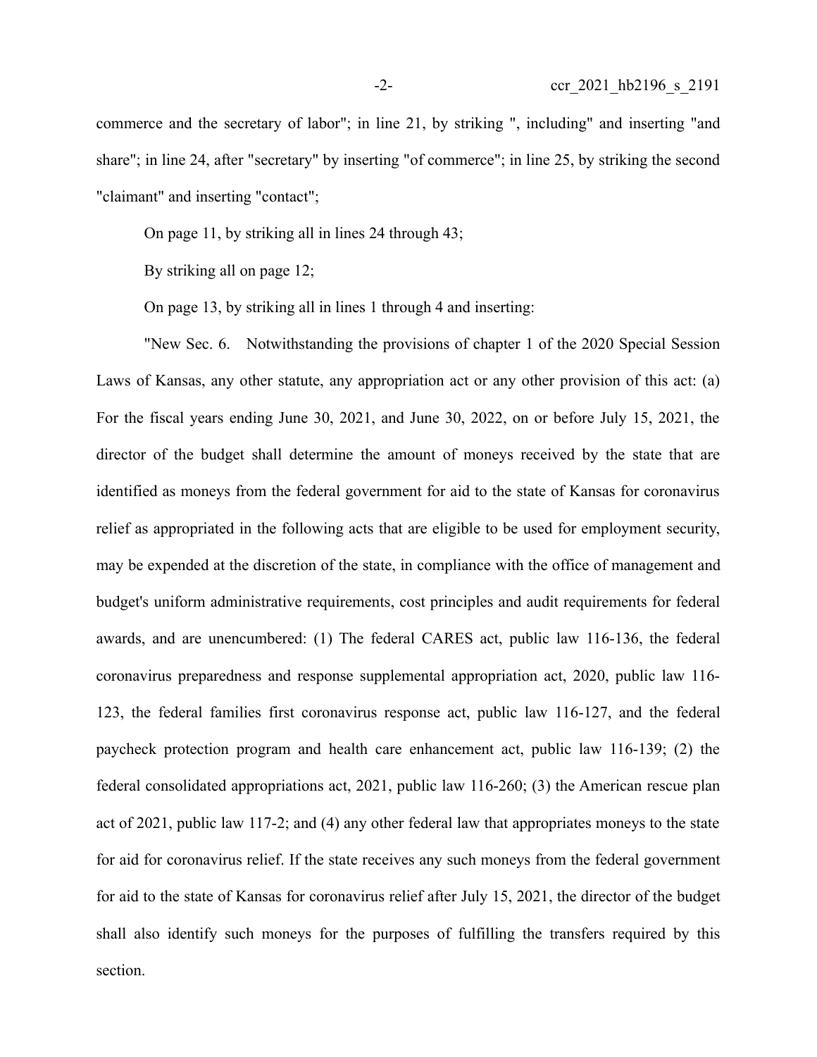commerce and the secretary of labor"; in line 21, by striking ", including" and inserting "and share"; in line 24, after "secretary" by inserting "of commerce"; in line 25, by striking the second "claimant" and inserting "contact";

On page 11, by striking all in lines 24 through 43;

By striking all on page 12;

On page 13, by striking all in lines 1 through 4 and inserting:

"New Sec. 6. Notwithstanding the provisions of chapter 1 of the 2020 Special Session Laws of Kansas, any other statute, any appropriation act or any other provision of this act: (a) For the fiscal years ending June 30, 2021, and June 30, 2022, on or before July 15, 2021, the director of the budget shall determine the amount of moneys received by the state that are identified as moneys from the federal government for aid to the state of Kansas for coronavirus relief as appropriated in the following acts that are eligible to be used for employment security, may be expended at the discretion of the state, in compliance with the office of management and budget's uniform administrative requirements, cost principles and audit requirements for federal awards, and are unencumbered: (1) The federal CARES act, public law 116-136, the federal coronavirus preparedness and response supplemental appropriation act, 2020, public law 116-123, the federal families first coronavirus response act, public law 116-127, and the federal paycheck protection program and health care enhancement act, public law 116-139; (2) the federal consolidated appropriations act, 2021, public law 116-260; (3) the American rescue plan act of 2021, public law 117-2; and (4) any other federal law that appropriates moneys to the state for aid for coronavirus relief. If the state receives any such moneys from the federal government for aid to the state of Kansas for coronavirus relief after July 15, 2021, the director of the budget shall also identify such moneys for the purposes of fulfilling the transfers required by this section.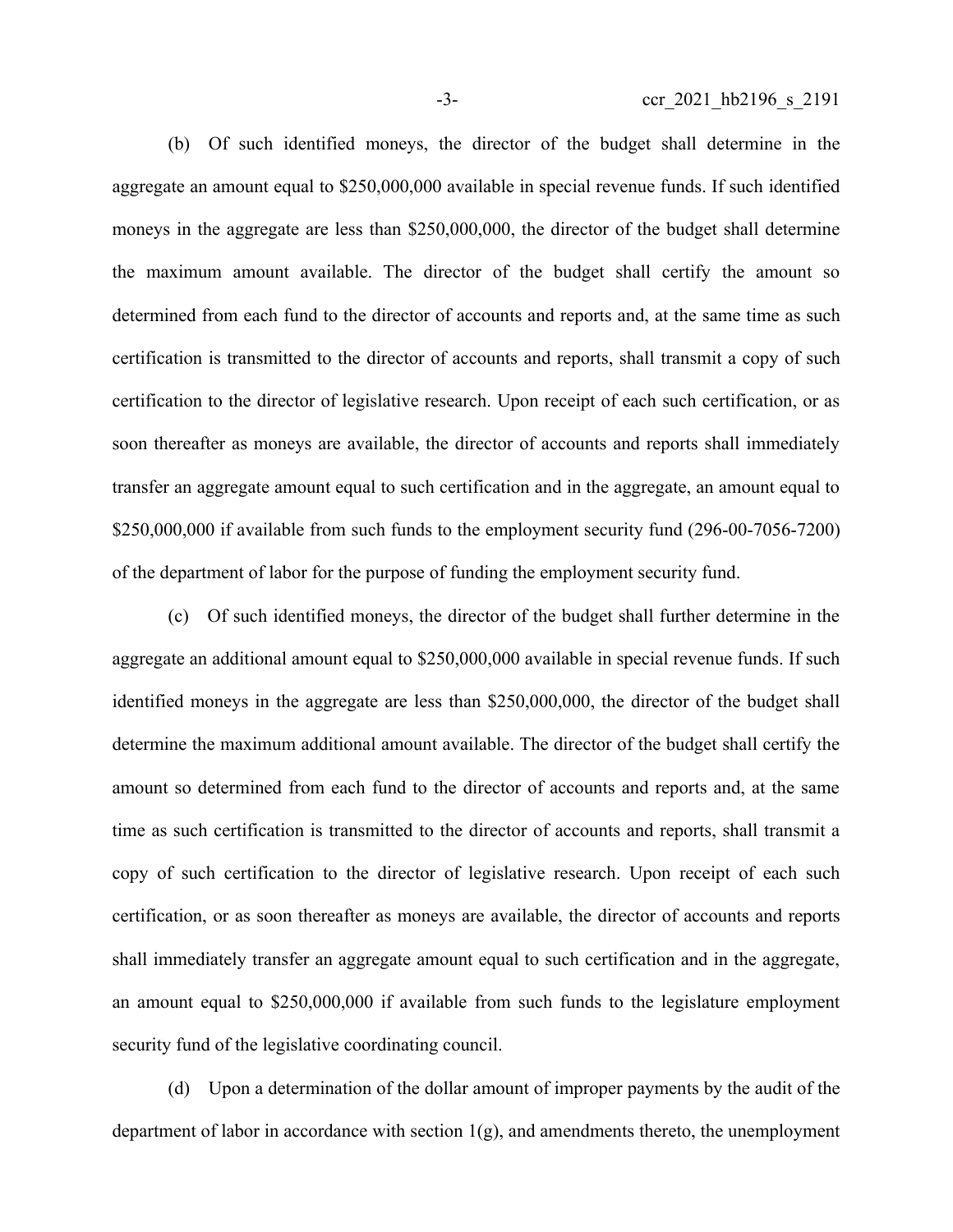(b) Of such identified moneys, the director of the budget shall determine in the aggregate an amount equal to $250,000,000 available in special revenue funds. If such identified moneys in the aggregate are less than $250,000,000, the director of the budget shall determine the maximum amount available. The director of the budget shall certify the amount so determined from each fund to the director of accounts and reports and, at the same time as such certification is transmitted to the director of accounts and reports, shall transmit a copy of such certification to the director of legislative research. Upon receipt of each such certification, or as soon thereafter as moneys are available, the director of accounts and reports shall immediately transfer an aggregate amount equal to such certification and in the aggregate, an amount equal to $250,000,000 if available from such funds to the employment security fund (296-00-7056-7200) of the department of labor for the purpose of funding the employment security fund.

(c) Of such identified moneys, the director of the budget shall further determine in the aggregate an additional amount equal to $250,000,000 available in special revenue funds. If such identified moneys in the aggregate are less than $250,000,000, the director of the budget shall determine the maximum additional amount available. The director of the budget shall certify the amount so determined from each fund to the director of accounts and reports and, at the same time as such certification is transmitted to the director of accounts and reports, shall transmit a copy of such certification to the director of legislative research. Upon receipt of each such certification, or as soon thereafter as moneys are available, the director of accounts and reports shall immediately transfer an aggregate amount equal to such certification and in the aggregate, an amount equal to $250,000,000 if available from such funds to the legislature employment security fund of the legislative coordinating council.

(d) Upon a determination of the dollar amount of improper payments by the audit of the department of labor in accordance with section 1(g), and amendments thereto, the unemployment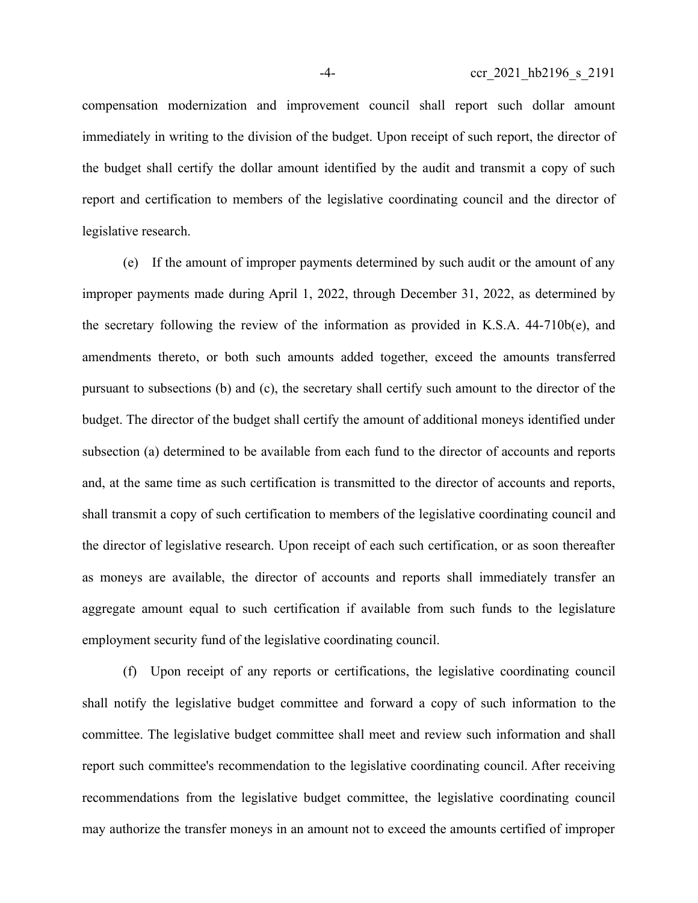compensation modernization and improvement council shall report such dollar amount immediately in writing to the division of the budget. Upon receipt of such report, the director of the budget shall certify the dollar amount identified by the audit and transmit a copy of such report and certification to members of the legislative coordinating council and the director of legislative research.

(e) If the amount of improper payments determined by such audit or the amount of any improper payments made during April 1, 2022, through December 31, 2022, as determined by the secretary following the review of the information as provided in K.S.A. 44-710b(e), and amendments thereto, or both such amounts added together, exceed the amounts transferred pursuant to subsections (b) and (c), the secretary shall certify such amount to the director of the budget. The director of the budget shall certify the amount of additional moneys identified under subsection (a) determined to be available from each fund to the director of accounts and reports and, at the same time as such certification is transmitted to the director of accounts and reports, shall transmit a copy of such certification to members of the legislative coordinating council and the director of legislative research. Upon receipt of each such certification, or as soon thereafter as moneys are available, the director of accounts and reports shall immediately transfer an aggregate amount equal to such certification if available from such funds to the legislature employment security fund of the legislative coordinating council.

(f) Upon receipt of any reports or certifications, the legislative coordinating council shall notify the legislative budget committee and forward a copy of such information to the committee. The legislative budget committee shall meet and review such information and shall report such committee's recommendation to the legislative coordinating council. After receiving recommendations from the legislative budget committee, the legislative coordinating council may authorize the transfer moneys in an amount not to exceed the amounts certified of improper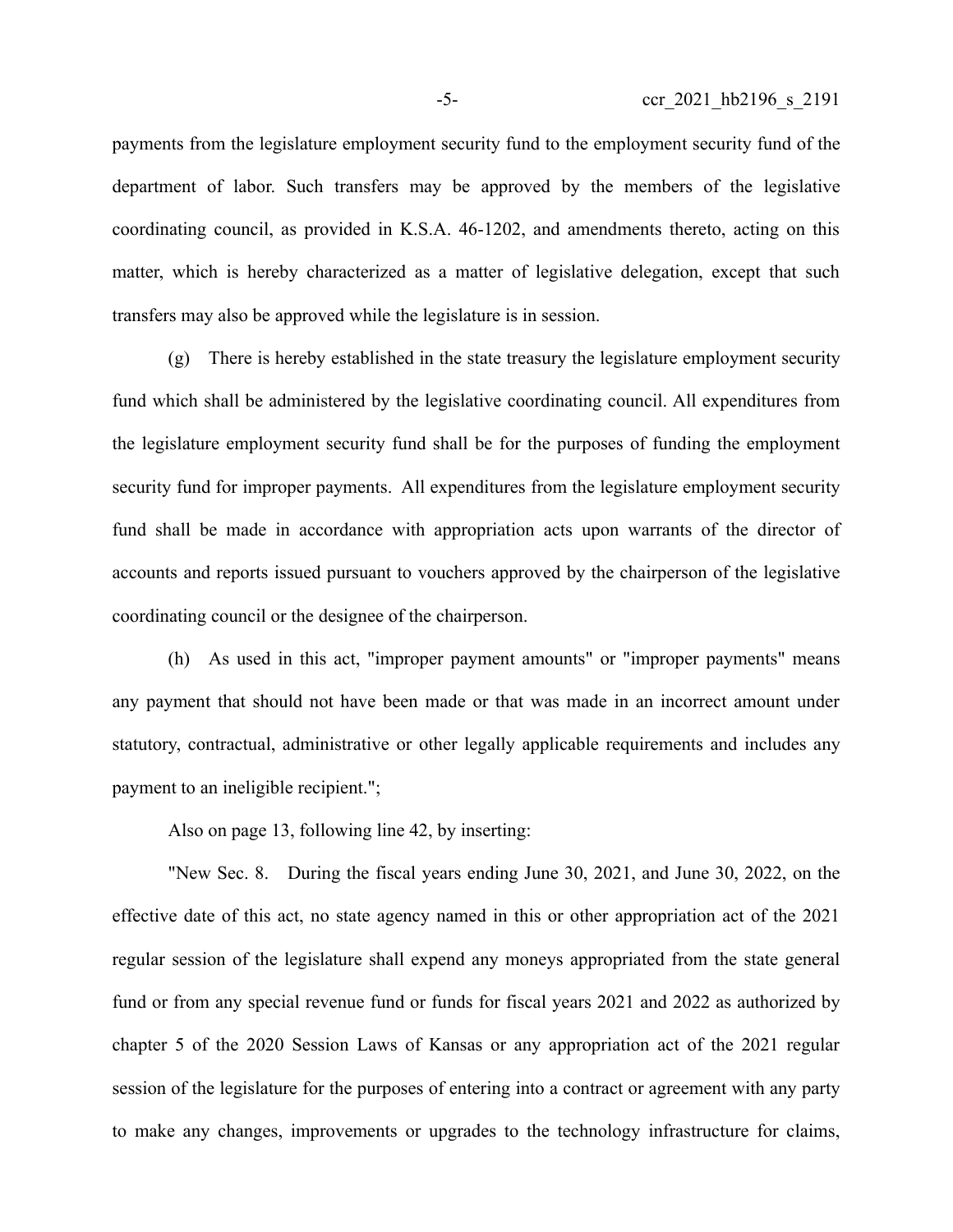payments from the legislature employment security fund to the employment security fund of the department of labor. Such transfers may be approved by the members of the legislative coordinating council, as provided in K.S.A. 46-1202, and amendments thereto, acting on this matter, which is hereby characterized as a matter of legislative delegation, except that such transfers may also be approved while the legislature is in session.

(g) There is hereby established in the state treasury the legislature employment security fund which shall be administered by the legislative coordinating council. All expenditures from the legislature employment security fund shall be for the purposes of funding the employment security fund for improper payments. All expenditures from the legislature employment security fund shall be made in accordance with appropriation acts upon warrants of the director of accounts and reports issued pursuant to vouchers approved by the chairperson of the legislative coordinating council or the designee of the chairperson.

(h) As used in this act, "improper payment amounts" or "improper payments" means any payment that should not have been made or that was made in an incorrect amount under statutory, contractual, administrative or other legally applicable requirements and includes any payment to an ineligible recipient.";

Also on page 13, following line 42, by inserting:

"New Sec. 8. During the fiscal years ending June 30, 2021, and June 30, 2022, on the effective date of this act, no state agency named in this or other appropriation act of the 2021 regular session of the legislature shall expend any moneys appropriated from the state general fund or from any special revenue fund or funds for fiscal years 2021 and 2022 as authorized by chapter 5 of the 2020 Session Laws of Kansas or any appropriation act of the 2021 regular session of the legislature for the purposes of entering into a contract or agreement with any party to make any changes, improvements or upgrades to the technology infrastructure for claims,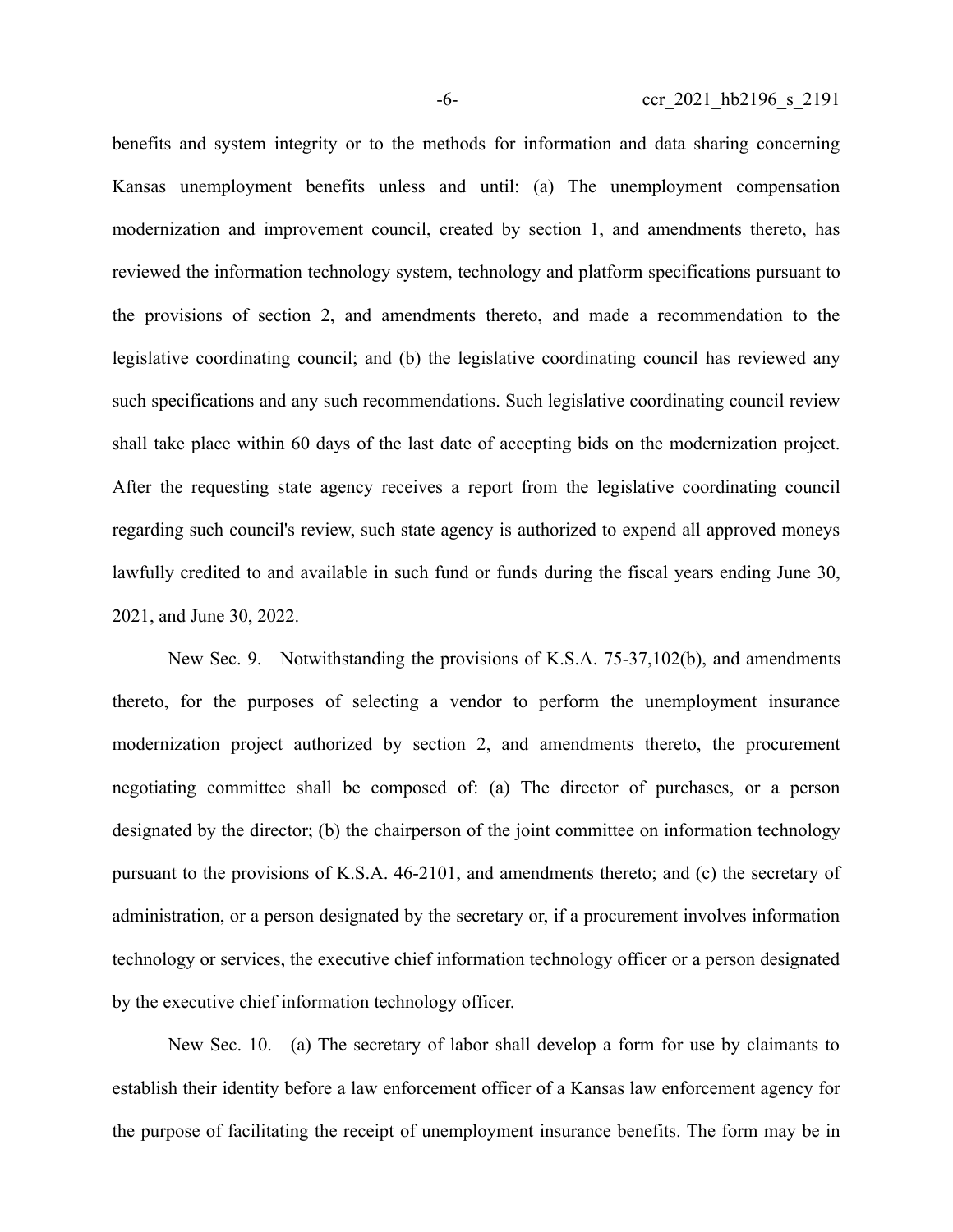benefits and system integrity or to the methods for information and data sharing concerning Kansas unemployment benefits unless and until: (a) The unemployment compensation modernization and improvement council, created by section 1, and amendments thereto, has reviewed the information technology system, technology and platform specifications pursuant to the provisions of section 2, and amendments thereto, and made a recommendation to the legislative coordinating council; and (b) the legislative coordinating council has reviewed any such specifications and any such recommendations. Such legislative coordinating council review shall take place within 60 days of the last date of accepting bids on the modernization project. After the requesting state agency receives a report from the legislative coordinating council regarding such council's review, such state agency is authorized to expend all approved moneys lawfully credited to and available in such fund or funds during the fiscal years ending June 30, 2021, and June 30, 2022.

New Sec. 9. Notwithstanding the provisions of K.S.A. 75-37,102(b), and amendments thereto, for the purposes of selecting a vendor to perform the unemployment insurance modernization project authorized by section 2, and amendments thereto, the procurement negotiating committee shall be composed of: (a) The director of purchases, or a person designated by the director; (b) the chairperson of the joint committee on information technology pursuant to the provisions of K.S.A. 46-2101, and amendments thereto; and (c) the secretary of administration, or a person designated by the secretary or, if a procurement involves information technology or services, the executive chief information technology officer or a person designated by the executive chief information technology officer.

New Sec. 10. (a) The secretary of labor shall develop a form for use by claimants to establish their identity before a law enforcement officer of a Kansas law enforcement agency for the purpose of facilitating the receipt of unemployment insurance benefits. The form may be in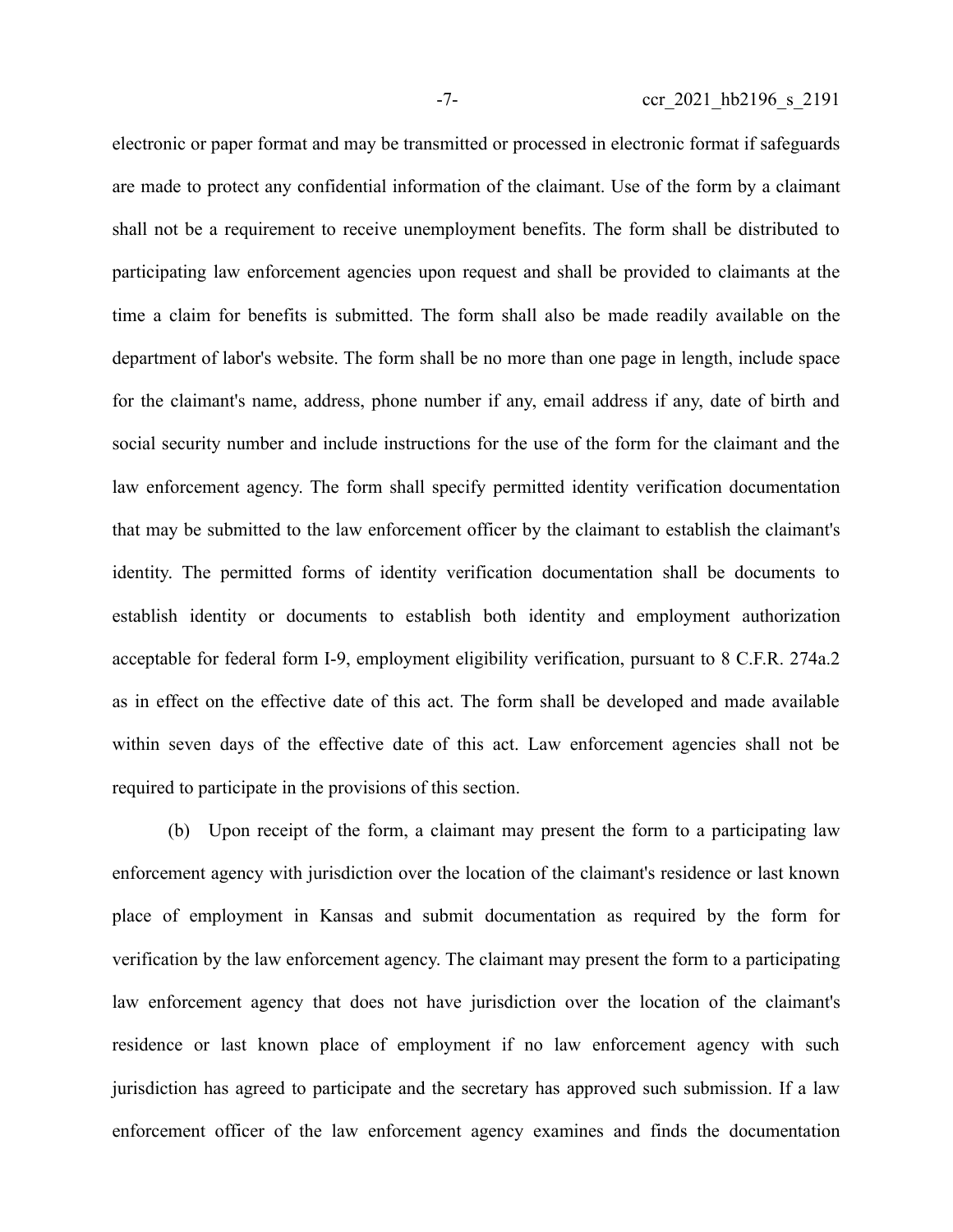electronic or paper format and may be transmitted or processed in electronic format if safeguards are made to protect any confidential information of the claimant. Use of the form by a claimant shall not be a requirement to receive unemployment benefits. The form shall be distributed to participating law enforcement agencies upon request and shall be provided to claimants at the time a claim for benefits is submitted. The form shall also be made readily available on the department of labor's website. The form shall be no more than one page in length, include space for the claimant's name, address, phone number if any, email address if any, date of birth and social security number and include instructions for the use of the form for the claimant and the law enforcement agency. The form shall specify permitted identity verification documentation that may be submitted to the law enforcement officer by the claimant to establish the claimant's identity. The permitted forms of identity verification documentation shall be documents to establish identity or documents to establish both identity and employment authorization acceptable for federal form I-9, employment eligibility verification, pursuant to 8 C.F.R. 274a.2 as in effect on the effective date of this act. The form shall be developed and made available within seven days of the effective date of this act. Law enforcement agencies shall not be required to participate in the provisions of this section.

(b) Upon receipt of the form, a claimant may present the form to a participating law enforcement agency with jurisdiction over the location of the claimant's residence or last known place of employment in Kansas and submit documentation as required by the form for verification by the law enforcement agency. The claimant may present the form to a participating law enforcement agency that does not have jurisdiction over the location of the claimant's residence or last known place of employment if no law enforcement agency with such jurisdiction has agreed to participate and the secretary has approved such submission. If a law enforcement officer of the law enforcement agency examines and finds the documentation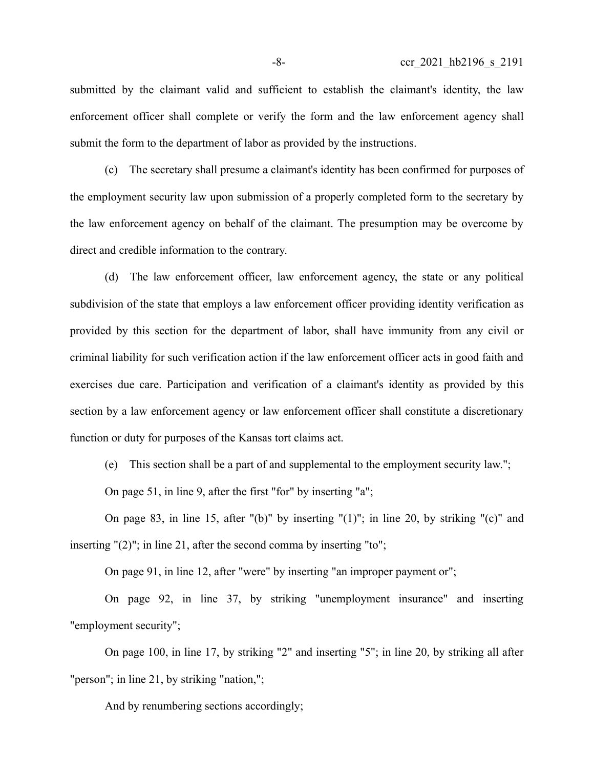submitted by the claimant valid and sufficient to establish the claimant's identity, the law enforcement officer shall complete or verify the form and the law enforcement agency shall submit the form to the department of labor as provided by the instructions.

(c) The secretary shall presume a claimant's identity has been confirmed for purposes of the employment security law upon submission of a properly completed form to the secretary by the law enforcement agency on behalf of the claimant. The presumption may be overcome by direct and credible information to the contrary.

(d) The law enforcement officer, law enforcement agency, the state or any political subdivision of the state that employs a law enforcement officer providing identity verification as provided by this section for the department of labor, shall have immunity from any civil or criminal liability for such verification action if the law enforcement officer acts in good faith and exercises due care. Participation and verification of a claimant's identity as provided by this section by a law enforcement agency or law enforcement officer shall constitute a discretionary function or duty for purposes of the Kansas tort claims act.

(e) This section shall be a part of and supplemental to the employment security law.";

On page 51, in line 9, after the first "for" by inserting "a";

On page 83, in line 15, after "(b)" by inserting "(1)"; in line 20, by striking "(c)" and inserting "(2)"; in line 21, after the second comma by inserting "to";

On page 91, in line 12, after "were" by inserting "an improper payment or";

On page 92, in line 37, by striking "unemployment insurance" and inserting "employment security";

On page 100, in line 17, by striking "2" and inserting "5"; in line 20, by striking all after "person"; in line 21, by striking "nation,";

And by renumbering sections accordingly;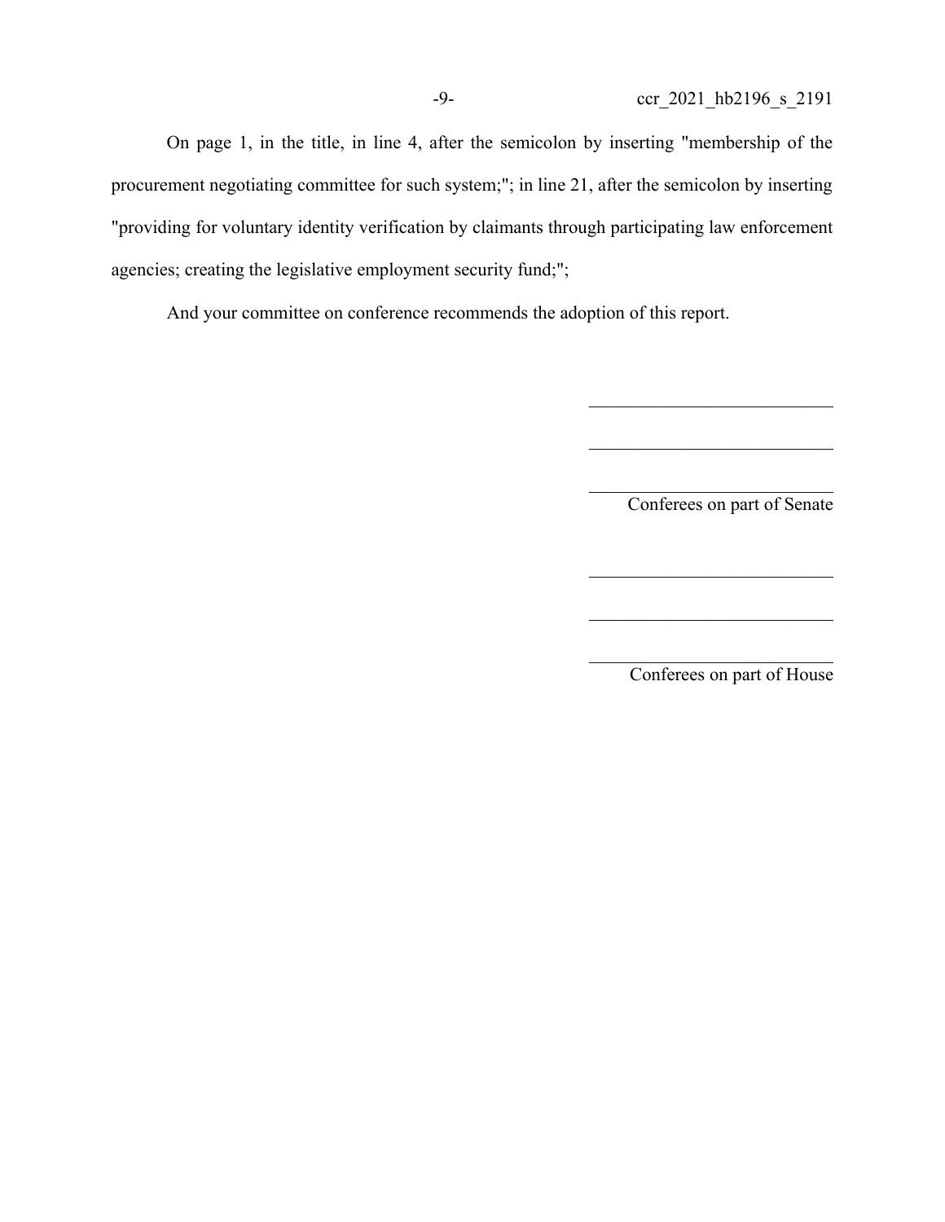On page 1, in the title, in line 4, after the semicolon by inserting "membership of the procurement negotiating committee for such system;"; in line 21, after the semicolon by inserting "providing for voluntary identity verification by claimants through participating law enforcement agencies; creating the legislative employment security fund;";

And your committee on conference recommends the adoption of this report.

\_\_\_\_\_\_\_\_\_\_\_\_\_\_\_\_\_\_\_\_\_\_\_\_\_\_\_

\_\_\_\_\_\_\_\_\_\_\_\_\_\_\_\_\_\_\_\_\_\_\_\_\_\_\_

\_\_\_\_\_\_\_\_\_\_\_\_\_\_\_\_\_\_\_\_\_\_\_\_\_\_\_
Conferees on part of Senate

\_\_\_\_\_\_\_\_\_\_\_\_\_\_\_\_\_\_\_\_\_\_\_\_\_\_\_

\_\_\_\_\_\_\_\_\_\_\_\_\_\_\_\_\_\_\_\_\_\_\_\_\_\_\_

\_\_\_\_\_\_\_\_\_\_\_\_\_\_\_\_\_\_\_\_\_\_\_\_\_\_\_
Conferees on part of House